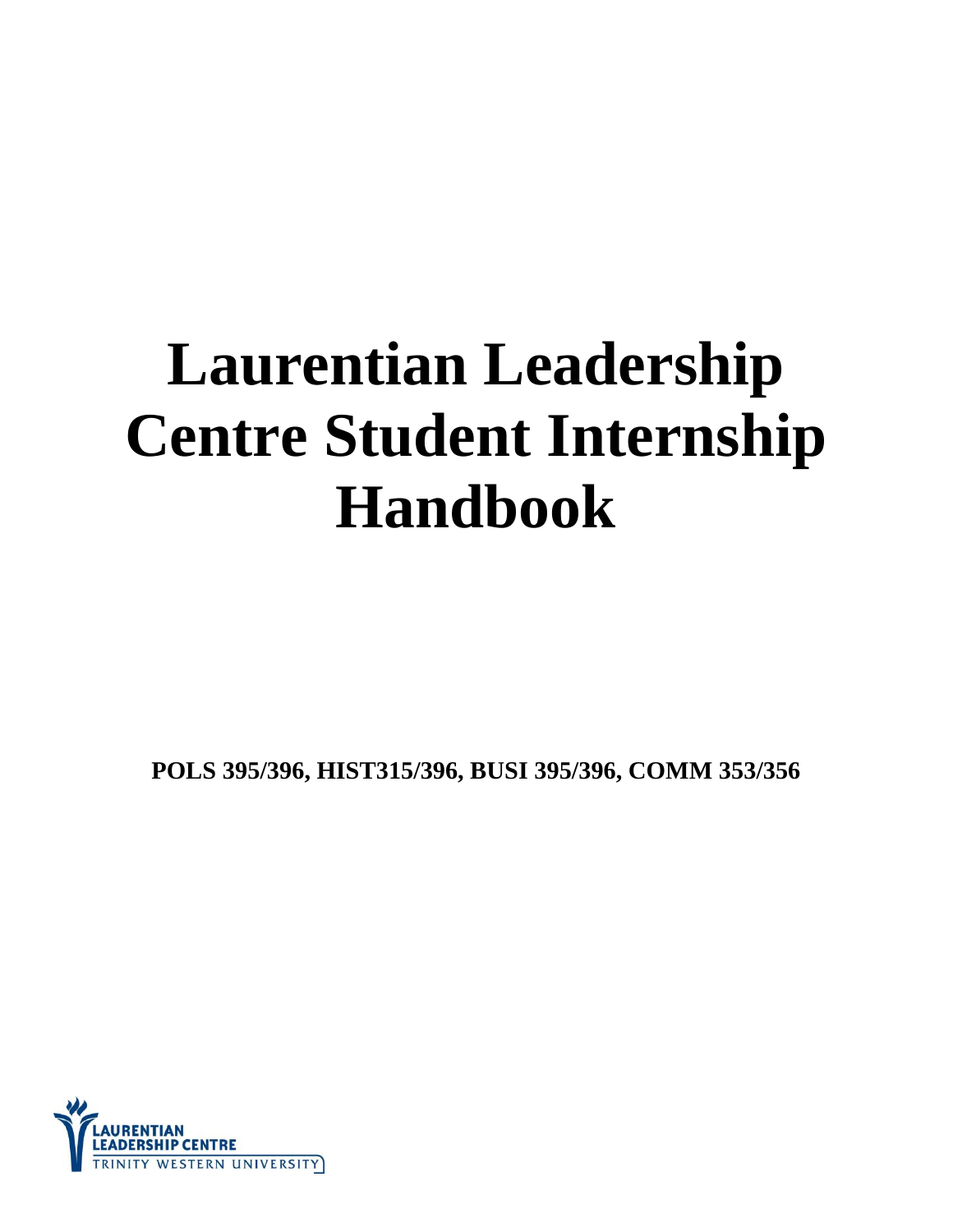# Laurentian Leadership Centre Student Internship Handbook

**POLS 395/396, HIST315/396, BUSI 395/396, COMM 353/356**

LAURENTIAN LEADERSHIP CENTRE
TRINITY WESTERN UNIVERSITY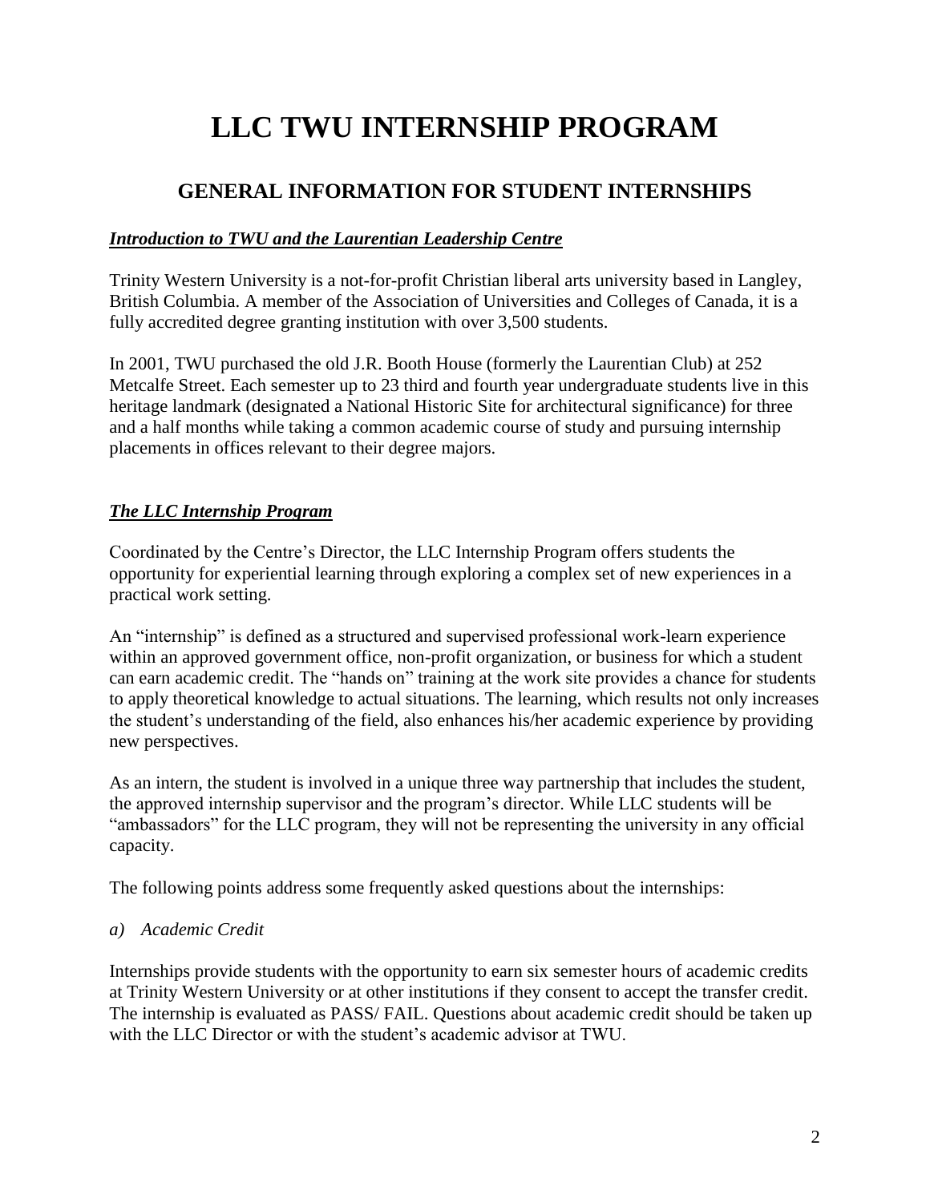# LLC TWU INTERNSHIP PROGRAM

## GENERAL INFORMATION FOR STUDENT INTERNSHIPS

***Introduction to TWU and the Laurentian Leadership Centre***

Trinity Western University is a not-for-profit Christian liberal arts university based in Langley, British Columbia. A member of the Association of Universities and Colleges of Canada, it is a fully accredited degree granting institution with over 3,500 students.

In 2001, TWU purchased the old J.R. Booth House (formerly the Laurentian Club) at 252 Metcalfe Street. Each semester up to 23 third and fourth year undergraduate students live in this heritage landmark (designated a National Historic Site for architectural significance) for three and a half months while taking a common academic course of study and pursuing internship placements in offices relevant to their degree majors.

***The LLC Internship Program***

Coordinated by the Centre's Director, the LLC Internship Program offers students the opportunity for experiential learning through exploring a complex set of new experiences in a practical work setting.

An "internship" is defined as a structured and supervised professional work-learn experience within an approved government office, non-profit organization, or business for which a student can earn academic credit. The "hands on" training at the work site provides a chance for students to apply theoretical knowledge to actual situations. The learning, which results not only increases the student's understanding of the field, also enhances his/her academic experience by providing new perspectives.

As an intern, the student is involved in a unique three way partnership that includes the student, the approved internship supervisor and the program's director. While LLC students will be "ambassadors" for the LLC program, they will not be representing the university in any official capacity.

The following points address some frequently asked questions about the internships:

*a) Academic Credit*

Internships provide students with the opportunity to earn six semester hours of academic credits at Trinity Western University or at other institutions if they consent to accept the transfer credit. The internship is evaluated as PASS/ FAIL. Questions about academic credit should be taken up with the LLC Director or with the student's academic advisor at TWU.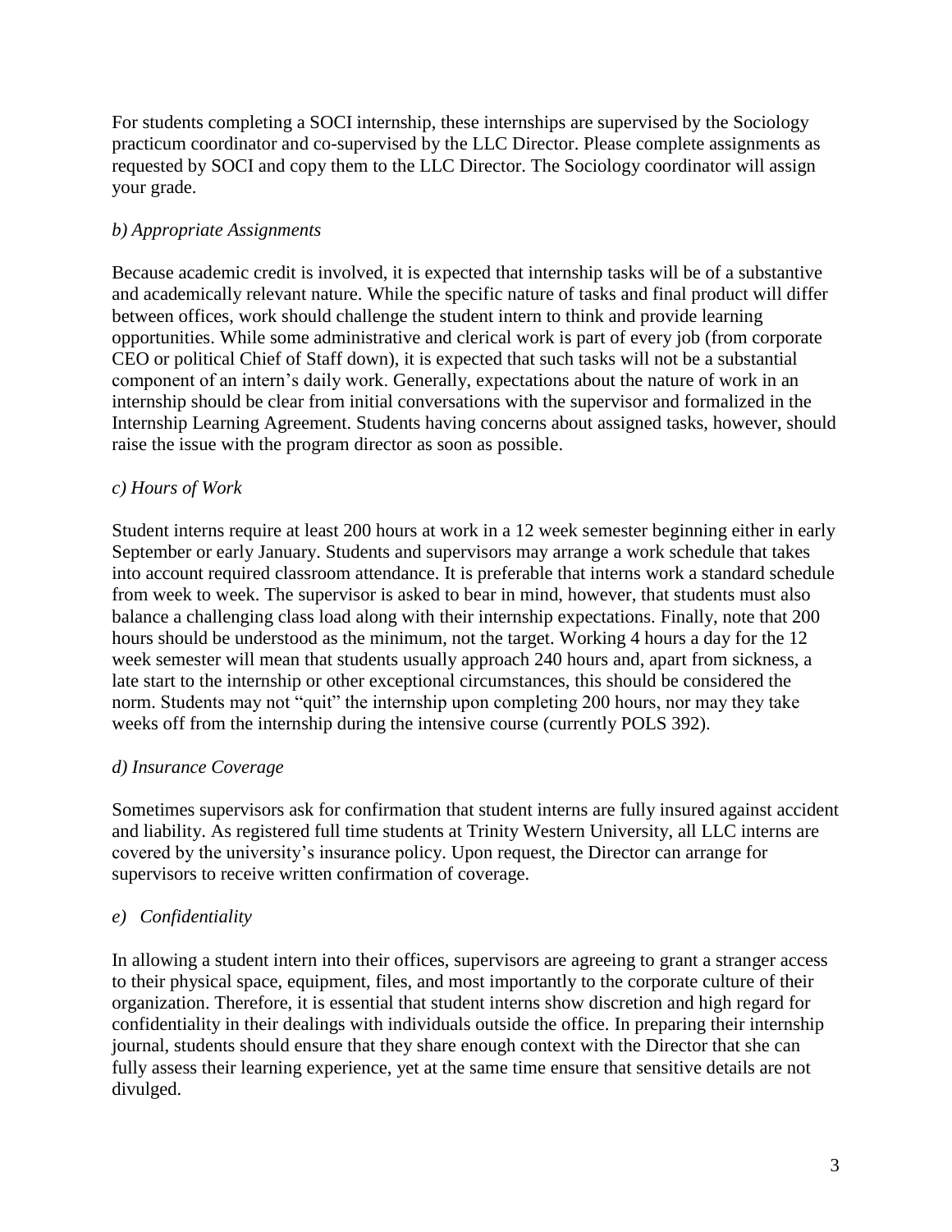For students completing a SOCI internship, these internships are supervised by the Sociology practicum coordinator and co-supervised by the LLC Director. Please complete assignments as requested by SOCI and copy them to the LLC Director. The Sociology coordinator will assign your grade.

*b) Appropriate Assignments*

Because academic credit is involved, it is expected that internship tasks will be of a substantive and academically relevant nature. While the specific nature of tasks and final product will differ between offices, work should challenge the student intern to think and provide learning opportunities. While some administrative and clerical work is part of every job (from corporate CEO or political Chief of Staff down), it is expected that such tasks will not be a substantial component of an intern's daily work. Generally, expectations about the nature of work in an internship should be clear from initial conversations with the supervisor and formalized in the Internship Learning Agreement. Students having concerns about assigned tasks, however, should raise the issue with the program director as soon as possible.

*c) Hours of Work*

Student interns require at least 200 hours at work in a 12 week semester beginning either in early September or early January. Students and supervisors may arrange a work schedule that takes into account required classroom attendance. It is preferable that interns work a standard schedule from week to week. The supervisor is asked to bear in mind, however, that students must also balance a challenging class load along with their internship expectations. Finally, note that 200 hours should be understood as the minimum, not the target. Working 4 hours a day for the 12 week semester will mean that students usually approach 240 hours and, apart from sickness, a late start to the internship or other exceptional circumstances, this should be considered the norm. Students may not "quit" the internship upon completing 200 hours, nor may they take weeks off from the internship during the intensive course (currently POLS 392).

*d) Insurance Coverage*

Sometimes supervisors ask for confirmation that student interns are fully insured against accident and liability. As registered full time students at Trinity Western University, all LLC interns are covered by the university's insurance policy. Upon request, the Director can arrange for supervisors to receive written confirmation of coverage.

*e) Confidentiality*

In allowing a student intern into their offices, supervisors are agreeing to grant a stranger access to their physical space, equipment, files, and most importantly to the corporate culture of their organization. Therefore, it is essential that student interns show discretion and high regard for confidentiality in their dealings with individuals outside the office. In preparing their internship journal, students should ensure that they share enough context with the Director that she can fully assess their learning experience, yet at the same time ensure that sensitive details are not divulged.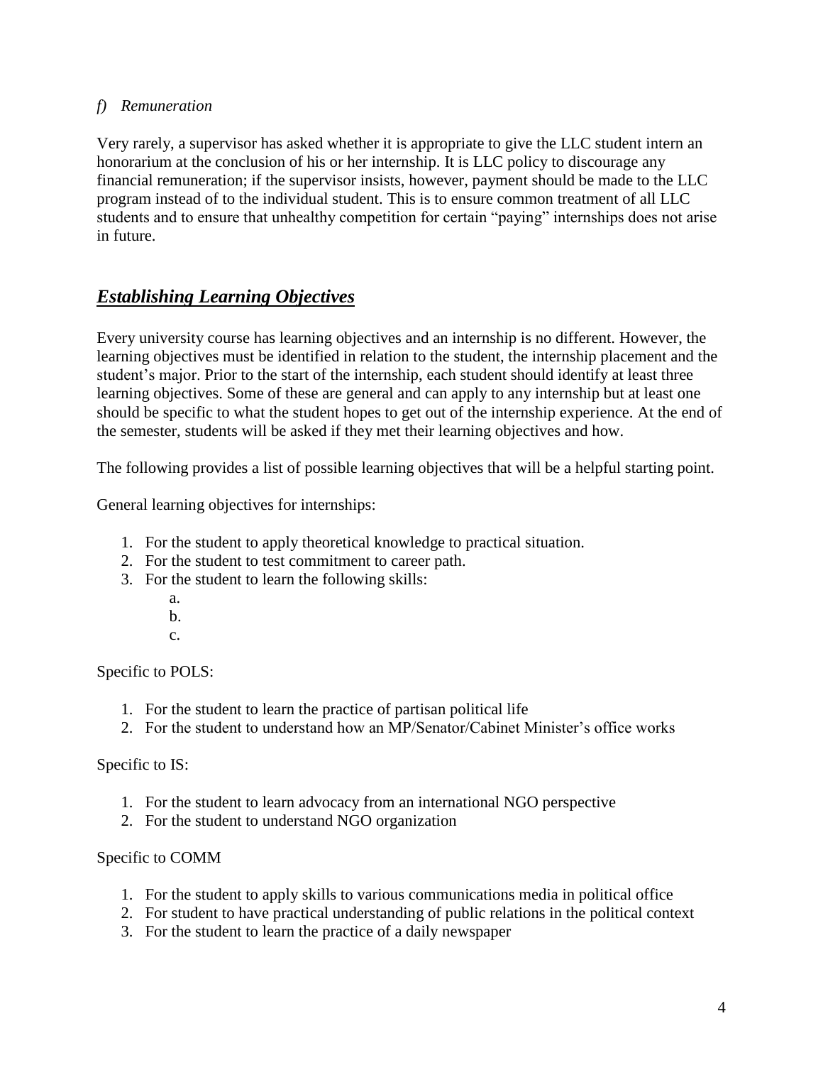*f) Remuneration*

Very rarely, a supervisor has asked whether it is appropriate to give the LLC student intern an honorarium at the conclusion of his or her internship. It is LLC policy to discourage any financial remuneration; if the supervisor insists, however, payment should be made to the LLC program instead of to the individual student. This is to ensure common treatment of all LLC students and to ensure that unhealthy competition for certain "paying" internships does not arise in future.

## ***Establishing Learning Objectives***

Every university course has learning objectives and an internship is no different. However, the learning objectives must be identified in relation to the student, the internship placement and the student's major. Prior to the start of the internship, each student should identify at least three learning objectives. Some of these are general and can apply to any internship but at least one should be specific to what the student hopes to get out of the internship experience. At the end of the semester, students will be asked if they met their learning objectives and how.

The following provides a list of possible learning objectives that will be a helpful starting point.

General learning objectives for internships:

1. For the student to apply theoretical knowledge to practical situation.
2. For the student to test commitment to career path.
3. For the student to learn the following skills:
   a.
   b.
   c.

Specific to POLS:

1. For the student to learn the practice of partisan political life
2. For the student to understand how an MP/Senator/Cabinet Minister's office works

Specific to IS:

1. For the student to learn advocacy from an international NGO perspective
2. For the student to understand NGO organization

Specific to COMM

1. For the student to apply skills to various communications media in political office
2. For student to have practical understanding of public relations in the political context
3. For the student to learn the practice of a daily newspaper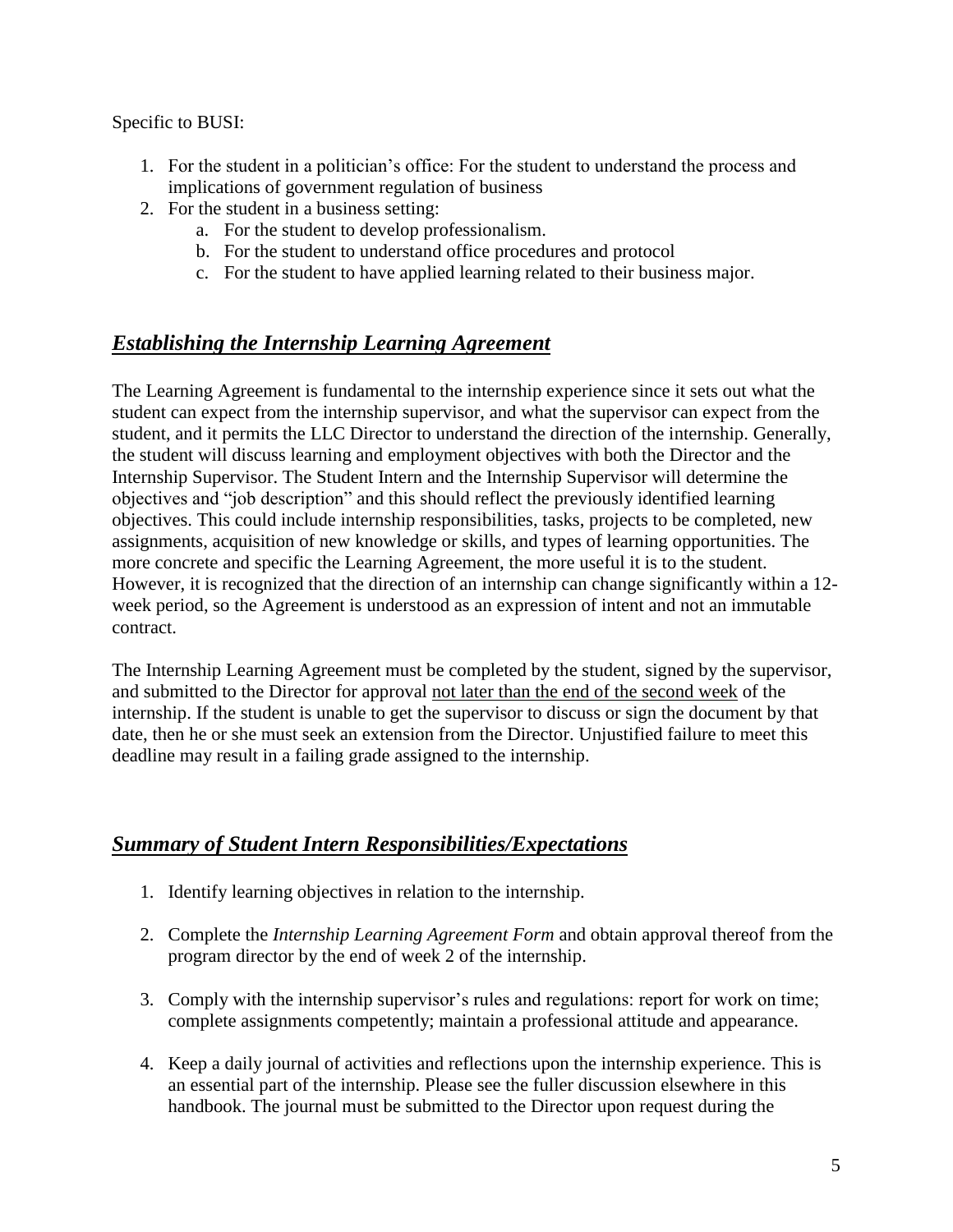Specific to BUSI:

1. For the student in a politician's office: For the student to understand the process and implications of government regulation of business
2. For the student in a business setting:
   a. For the student to develop professionalism.
   b. For the student to understand office procedures and protocol
   c. For the student to have applied learning related to their business major.

## ***Establishing the Internship Learning Agreement***

The Learning Agreement is fundamental to the internship experience since it sets out what the student can expect from the internship supervisor, and what the supervisor can expect from the student, and it permits the LLC Director to understand the direction of the internship. Generally, the student will discuss learning and employment objectives with both the Director and the Internship Supervisor. The Student Intern and the Internship Supervisor will determine the objectives and "job description" and this should reflect the previously identified learning objectives. This could include internship responsibilities, tasks, projects to be completed, new assignments, acquisition of new knowledge or skills, and types of learning opportunities. The more concrete and specific the Learning Agreement, the more useful it is to the student. However, it is recognized that the direction of an internship can change significantly within a 12-week period, so the Agreement is understood as an expression of intent and not an immutable contract.

The Internship Learning Agreement must be completed by the student, signed by the supervisor, and submitted to the Director for approval <u>not later than the end of the second week</u> of the internship. If the student is unable to get the supervisor to discuss or sign the document by that date, then he or she must seek an extension from the Director. Unjustified failure to meet this deadline may result in a failing grade assigned to the internship.

## ***Summary of Student Intern Responsibilities/Expectations***

1. Identify learning objectives in relation to the internship.

2. Complete the *Internship Learning Agreement Form* and obtain approval thereof from the program director by the end of week 2 of the internship.

3. Comply with the internship supervisor's rules and regulations: report for work on time; complete assignments competently; maintain a professional attitude and appearance.

4. Keep a daily journal of activities and reflections upon the internship experience. This is an essential part of the internship. Please see the fuller discussion elsewhere in this handbook. The journal must be submitted to the Director upon request during the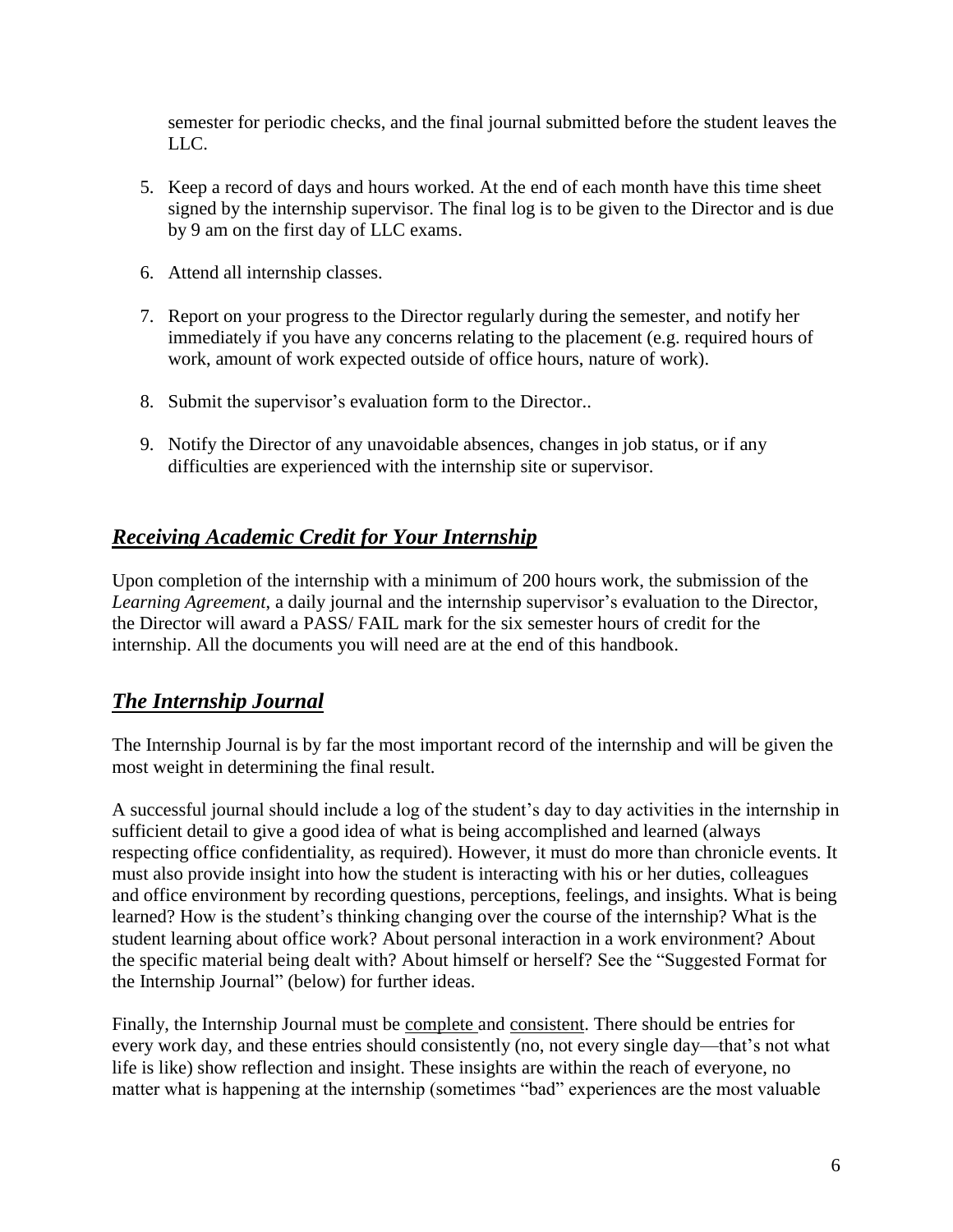semester for periodic checks, and the final journal submitted before the student leaves the LLC.

5. Keep a record of days and hours worked. At the end of each month have this time sheet signed by the internship supervisor. The final log is to be given to the Director and is due by 9 am on the first day of LLC exams.

6. Attend all internship classes.

7. Report on your progress to the Director regularly during the semester, and notify her immediately if you have any concerns relating to the placement (e.g. required hours of work, amount of work expected outside of office hours, nature of work).

8. Submit the supervisor's evaluation form to the Director..

9. Notify the Director of any unavoidable absences, changes in job status, or if any difficulties are experienced with the internship site or supervisor.

## ***Receiving Academic Credit for Your Internship***

Upon completion of the internship with a minimum of 200 hours work, the submission of the *Learning Agreement*, a daily journal and the internship supervisor's evaluation to the Director, the Director will award a PASS/ FAIL mark for the six semester hours of credit for the internship. All the documents you will need are at the end of this handbook.

## ***The Internship Journal***

The Internship Journal is by far the most important record of the internship and will be given the most weight in determining the final result.

A successful journal should include a log of the student's day to day activities in the internship in sufficient detail to give a good idea of what is being accomplished and learned (always respecting office confidentiality, as required). However, it must do more than chronicle events. It must also provide insight into how the student is interacting with his or her duties, colleagues and office environment by recording questions, perceptions, feelings, and insights. What is being learned? How is the student's thinking changing over the course of the internship? What is the student learning about office work? About personal interaction in a work environment? About the specific material being dealt with? About himself or herself? See the "Suggested Format for the Internship Journal" (below) for further ideas.

Finally, the Internship Journal must be <u>complete</u> and <u>consistent</u>. There should be entries for every work day, and these entries should consistently (no, not every single day—that's not what life is like) show reflection and insight. These insights are within the reach of everyone, no matter what is happening at the internship (sometimes "bad" experiences are the most valuable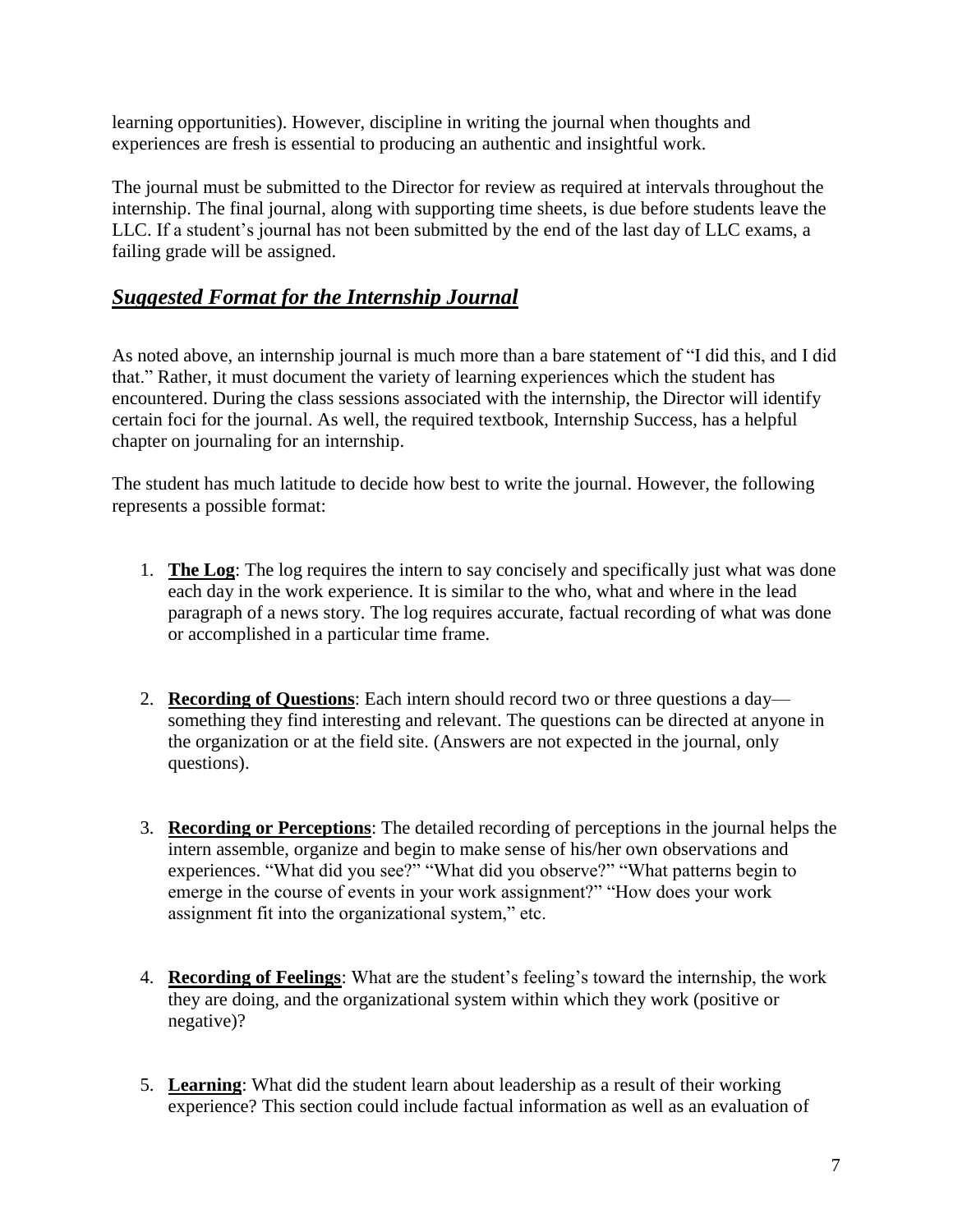learning opportunities). However, discipline in writing the journal when thoughts and experiences are fresh is essential to producing an authentic and insightful work.

The journal must be submitted to the Director for review as required at intervals throughout the internship. The final journal, along with supporting time sheets, is due before students leave the LLC. If a student's journal has not been submitted by the end of the last day of LLC exams, a failing grade will be assigned.

## ***Suggested Format for the Internship Journal***

As noted above, an internship journal is much more than a bare statement of "I did this, and I did that." Rather, it must document the variety of learning experiences which the student has encountered. During the class sessions associated with the internship, the Director will identify certain foci for the journal. As well, the required textbook, Internship Success, has a helpful chapter on journaling for an internship.

The student has much latitude to decide how best to write the journal. However, the following represents a possible format:

1. **The Log**: The log requires the intern to say concisely and specifically just what was done each day in the work experience. It is similar to the who, what and where in the lead paragraph of a news story. The log requires accurate, factual recording of what was done or accomplished in a particular time frame.

2. **Recording of Questions**: Each intern should record two or three questions a day—something they find interesting and relevant. The questions can be directed at anyone in the organization or at the field site. (Answers are not expected in the journal, only questions).

3. **Recording or Perceptions**: The detailed recording of perceptions in the journal helps the intern assemble, organize and begin to make sense of his/her own observations and experiences. "What did you see?" "What did you observe?" "What patterns begin to emerge in the course of events in your work assignment?" "How does your work assignment fit into the organizational system," etc.

4. **Recording of Feelings**: What are the student's feeling's toward the internship, the work they are doing, and the organizational system within which they work (positive or negative)?

5. **Learning**: What did the student learn about leadership as a result of their working experience? This section could include factual information as well as an evaluation of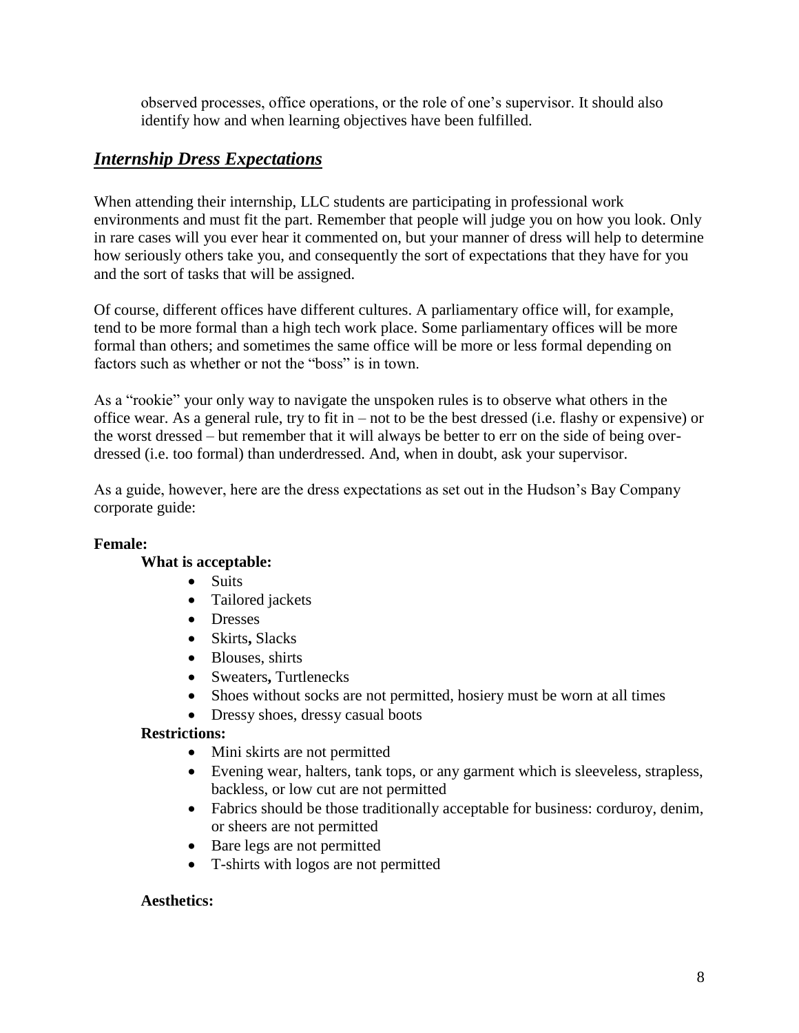observed processes, office operations, or the role of one's supervisor. It should also identify how and when learning objectives have been fulfilled.

## ***Internship Dress Expectations***

When attending their internship, LLC students are participating in professional work environments and must fit the part. Remember that people will judge you on how you look. Only in rare cases will you ever hear it commented on, but your manner of dress will help to determine how seriously others take you, and consequently the sort of expectations that they have for you and the sort of tasks that will be assigned.

Of course, different offices have different cultures. A parliamentary office will, for example, tend to be more formal than a high tech work place. Some parliamentary offices will be more formal than others; and sometimes the same office will be more or less formal depending on factors such as whether or not the "boss" is in town.

As a "rookie" your only way to navigate the unspoken rules is to observe what others in the office wear. As a general rule, try to fit in – not to be the best dressed (i.e. flashy or expensive) or the worst dressed – but remember that it will always be better to err on the side of being over-dressed (i.e. too formal) than underdressed. And, when in doubt, ask your supervisor.

As a guide, however, here are the dress expectations as set out in the Hudson's Bay Company corporate guide:

**Female:**

**What is acceptable:**

- Suits
- Tailored jackets
- Dresses
- Skirts**,** Slacks
- Blouses, shirts
- Sweaters**,** Turtlenecks
- Shoes without socks are not permitted, hosiery must be worn at all times
- Dressy shoes, dressy casual boots

**Restrictions:**

- Mini skirts are not permitted
- Evening wear, halters, tank tops, or any garment which is sleeveless, strapless, backless, or low cut are not permitted
- Fabrics should be those traditionally acceptable for business: corduroy, denim, or sheers are not permitted
- Bare legs are not permitted
- T-shirts with logos are not permitted

**Aesthetics:**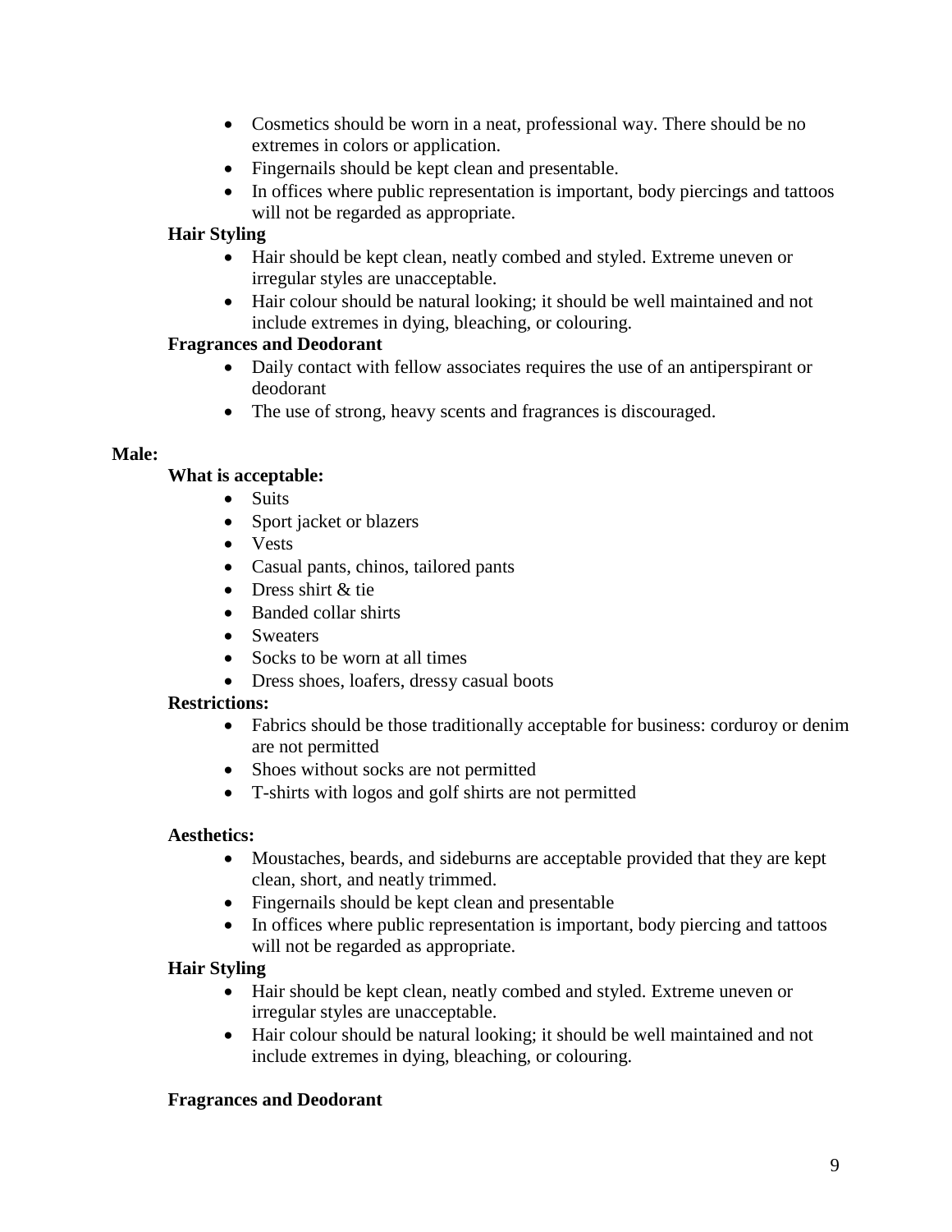- Cosmetics should be worn in a neat, professional way. There should be no extremes in colors or application.
- Fingernails should be kept clean and presentable.
- In offices where public representation is important, body piercings and tattoos will not be regarded as appropriate.

**Hair Styling**

- Hair should be kept clean, neatly combed and styled. Extreme uneven or irregular styles are unacceptable.
- Hair colour should be natural looking; it should be well maintained and not include extremes in dying, bleaching, or colouring.

**Fragrances and Deodorant**

- Daily contact with fellow associates requires the use of an antiperspirant or deodorant
- The use of strong, heavy scents and fragrances is discouraged.

**Male:**

**What is acceptable:**

- Suits
- Sport jacket or blazers
- Vests
- Casual pants, chinos, tailored pants
- Dress shirt & tie
- Banded collar shirts
- Sweaters
- Socks to be worn at all times
- Dress shoes, loafers, dressy casual boots

**Restrictions:**

- Fabrics should be those traditionally acceptable for business: corduroy or denim are not permitted
- Shoes without socks are not permitted
- T-shirts with logos and golf shirts are not permitted

**Aesthetics:**

- Moustaches, beards, and sideburns are acceptable provided that they are kept clean, short, and neatly trimmed.
- Fingernails should be kept clean and presentable
- In offices where public representation is important, body piercing and tattoos will not be regarded as appropriate.

**Hair Styling**

- Hair should be kept clean, neatly combed and styled. Extreme uneven or irregular styles are unacceptable.
- Hair colour should be natural looking; it should be well maintained and not include extremes in dying, bleaching, or colouring.

**Fragrances and Deodorant**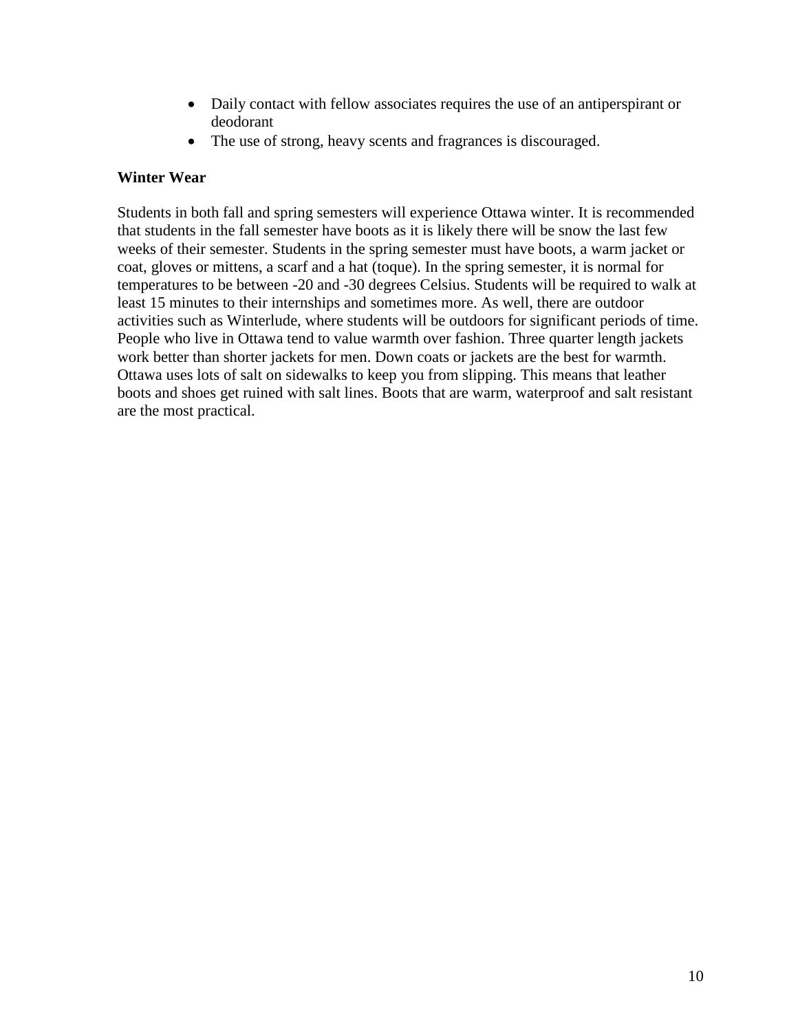- Daily contact with fellow associates requires the use of an antiperspirant or deodorant
- The use of strong, heavy scents and fragrances is discouraged.

**Winter Wear**

Students in both fall and spring semesters will experience Ottawa winter. It is recommended that students in the fall semester have boots as it is likely there will be snow the last few weeks of their semester. Students in the spring semester must have boots, a warm jacket or coat, gloves or mittens, a scarf and a hat (toque). In the spring semester, it is normal for temperatures to be between -20 and -30 degrees Celsius. Students will be required to walk at least 15 minutes to their internships and sometimes more. As well, there are outdoor activities such as Winterlude, where students will be outdoors for significant periods of time. People who live in Ottawa tend to value warmth over fashion. Three quarter length jackets work better than shorter jackets for men. Down coats or jackets are the best for warmth. Ottawa uses lots of salt on sidewalks to keep you from slipping. This means that leather boots and shoes get ruined with salt lines. Boots that are warm, waterproof and salt resistant are the most practical.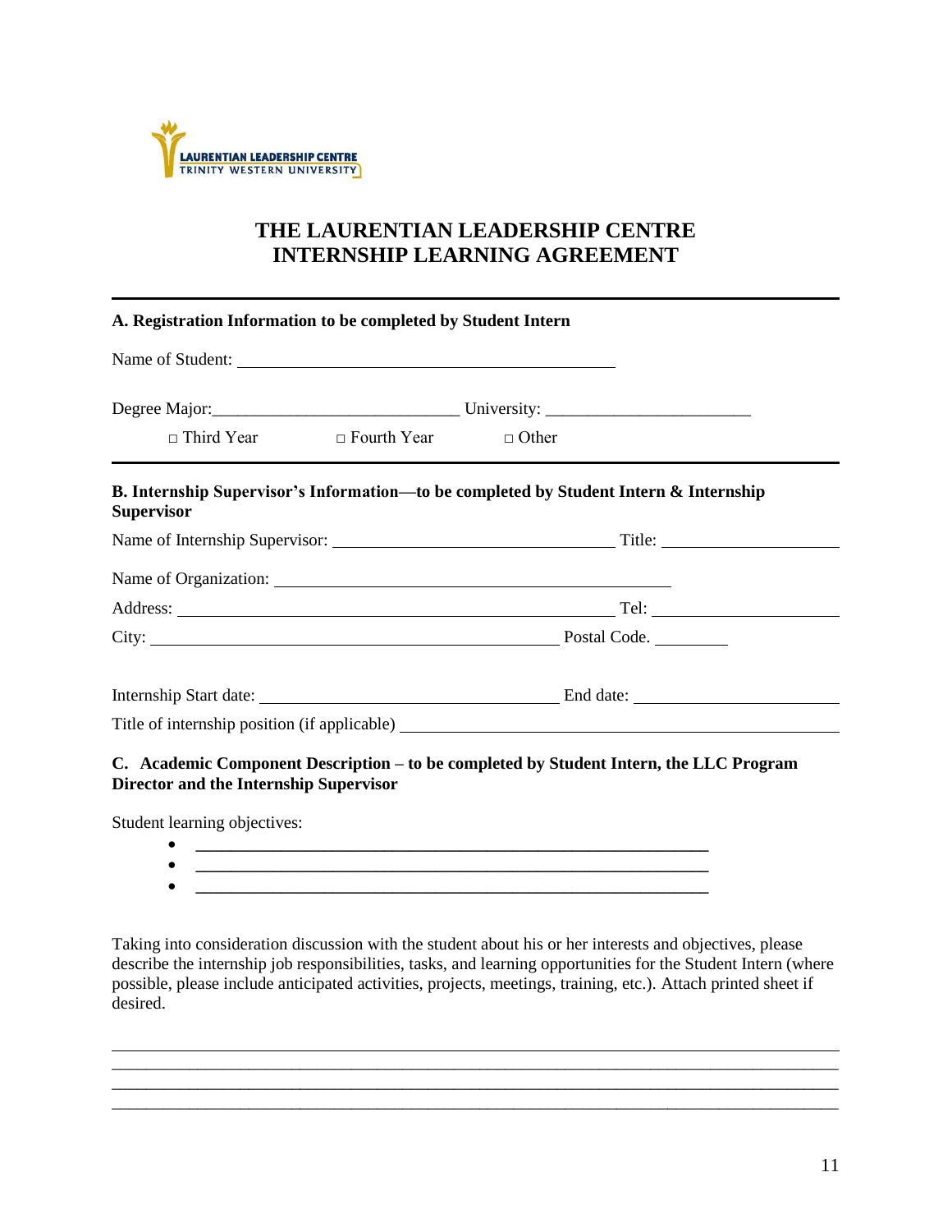LAURENTIAN LEADERSHIP CENTRE
TRINITY WESTERN UNIVERSITY

# THE LAURENTIAN LEADERSHIP CENTRE
# INTERNSHIP LEARNING AGREEMENT

---

**A. Registration Information to be completed by Student Intern**

Name of Student: ______________________________________________

Degree Major: ____________________________ University: ________________________

□ Third Year  □ Fourth Year  □ Other

---

**B. Internship Supervisor's Information—to be completed by Student Intern & Internship Supervisor**

Name of Internship Supervisor: ________________________________ Title: ____________________

Name of Organization: ______________________________________________

Address: ______________________________________________ Tel: ______________________

City: ______________________________________________ Postal Code. _________

Internship Start date: __________________________________ End date: ________________________

Title of internship position (if applicable) ______________________________________________

**C. Academic Component Description – to be completed by Student Intern, the LLC Program Director and the Internship Supervisor**

Student learning objectives:

- ____________________________________________________________
- ____________________________________________________________
- ____________________________________________________________

Taking into consideration discussion with the student about his or her interests and objectives, please describe the internship job responsibilities, tasks, and learning opportunities for the Student Intern (where possible, please include anticipated activities, projects, meetings, training, etc.). Attach printed sheet if desired.

______________________________________________________________________________
______________________________________________________________________________
______________________________________________________________________________
______________________________________________________________________________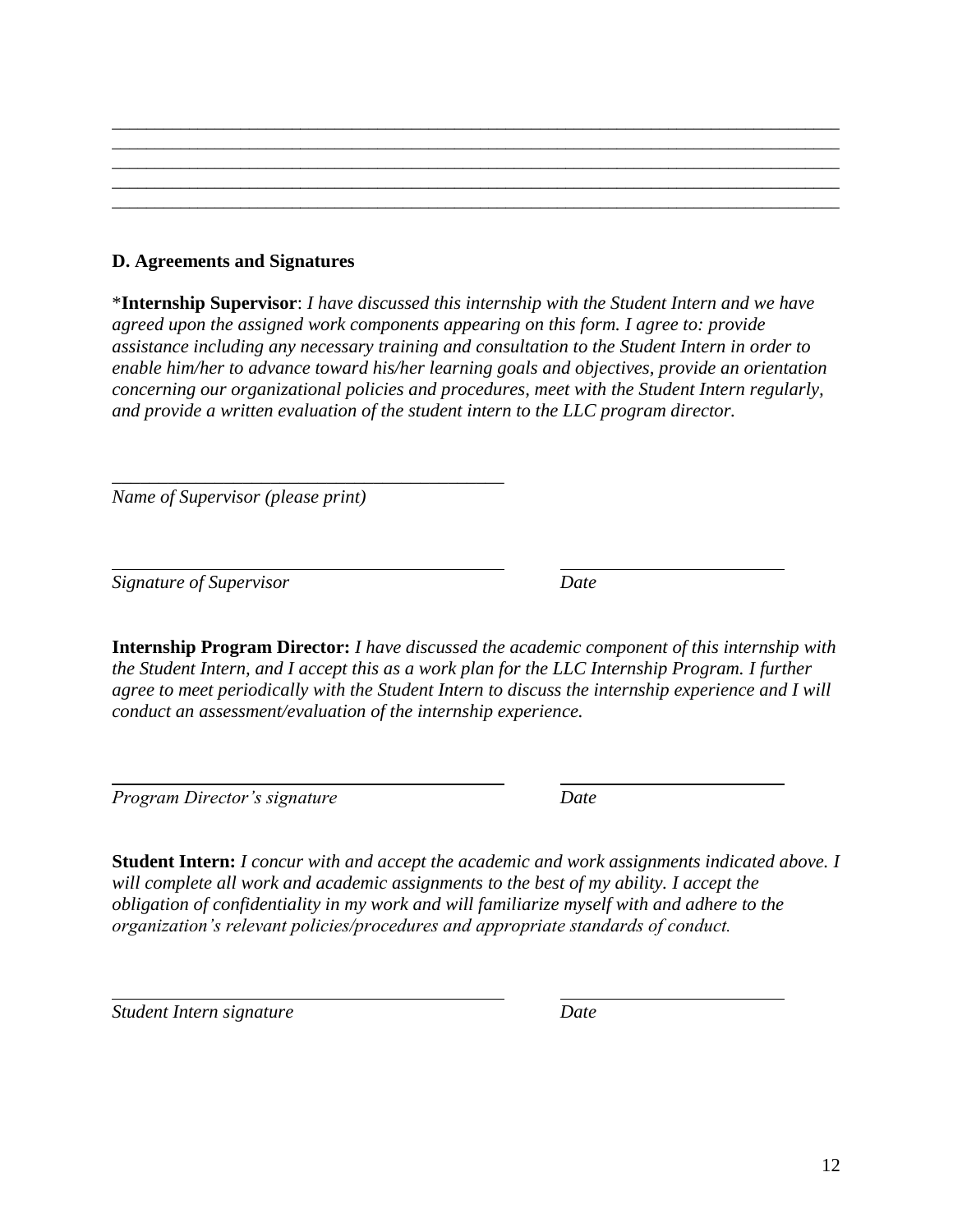\_\_\_\_\_\_\_\_\_\_\_\_\_\_\_\_\_\_\_\_\_\_\_\_\_\_\_\_\_\_\_\_\_\_\_\_\_\_\_\_\_\_\_\_\_\_\_\_\_\_\_\_\_\_\_\_\_\_\_\_\_\_\_\_\_\_\_\_\_\_\_\_\_\_\_\_\_\_
\_\_\_\_\_\_\_\_\_\_\_\_\_\_\_\_\_\_\_\_\_\_\_\_\_\_\_\_\_\_\_\_\_\_\_\_\_\_\_\_\_\_\_\_\_\_\_\_\_\_\_\_\_\_\_\_\_\_\_\_\_\_\_\_\_\_\_\_\_\_\_\_\_\_\_\_\_\_
\_\_\_\_\_\_\_\_\_\_\_\_\_\_\_\_\_\_\_\_\_\_\_\_\_\_\_\_\_\_\_\_\_\_\_\_\_\_\_\_\_\_\_\_\_\_\_\_\_\_\_\_\_\_\_\_\_\_\_\_\_\_\_\_\_\_\_\_\_\_\_\_\_\_\_\_\_\_
\_\_\_\_\_\_\_\_\_\_\_\_\_\_\_\_\_\_\_\_\_\_\_\_\_\_\_\_\_\_\_\_\_\_\_\_\_\_\_\_\_\_\_\_\_\_\_\_\_\_\_\_\_\_\_\_\_\_\_\_\_\_\_\_\_\_\_\_\_\_\_\_\_\_\_\_\_\_
\_\_\_\_\_\_\_\_\_\_\_\_\_\_\_\_\_\_\_\_\_\_\_\_\_\_\_\_\_\_\_\_\_\_\_\_\_\_\_\_\_\_\_\_\_\_\_\_\_\_\_\_\_\_\_\_\_\_\_\_\_\_\_\_\_\_\_\_\_\_\_\_\_\_\_\_\_\_

**D. Agreements and Signatures**

\***Internship Supervisor**: *I have discussed this internship with the Student Intern and we have agreed upon the assigned work components appearing on this form. I agree to: provide assistance including any necessary training and consultation to the Student Intern in order to enable him/her to advance toward his/her learning goals and objectives, provide an orientation concerning our organizational policies and procedures, meet with the Student Intern regularly, and provide a written evaluation of the student intern to the LLC program director.*

\_\_\_\_\_\_\_\_\_\_\_\_\_\_\_\_\_\_\_\_\_\_\_\_\_\_\_\_\_\_\_\_\_\_\_\_\_\_\_\_\_\_
*Name of Supervisor (please print)*

\_\_\_\_\_\_\_\_\_\_\_\_\_\_\_\_\_\_\_\_\_\_\_\_\_\_\_\_\_\_\_\_\_\_\_\_\_\_\_\_\_\_ \_\_\_\_\_\_\_\_\_\_\_\_\_\_\_\_\_\_\_\_\_\_\_\_
*Signature of Supervisor* *Date*

**Internship Program Director:** *I have discussed the academic component of this internship with the Student Intern, and I accept this as a work plan for the LLC Internship Program. I further agree to meet periodically with the Student Intern to discuss the internship experience and I will conduct an assessment/evaluation of the internship experience.*

\_\_\_\_\_\_\_\_\_\_\_\_\_\_\_\_\_\_\_\_\_\_\_\_\_\_\_\_\_\_\_\_\_\_\_\_\_\_\_\_\_\_ \_\_\_\_\_\_\_\_\_\_\_\_\_\_\_\_\_\_\_\_\_\_\_\_
*Program Director's signature* *Date*

**Student Intern:** *I concur with and accept the academic and work assignments indicated above. I will complete all work and academic assignments to the best of my ability. I accept the obligation of confidentiality in my work and will familiarize myself with and adhere to the organization's relevant policies/procedures and appropriate standards of conduct.*

\_\_\_\_\_\_\_\_\_\_\_\_\_\_\_\_\_\_\_\_\_\_\_\_\_\_\_\_\_\_\_\_\_\_\_\_\_\_\_\_\_\_ \_\_\_\_\_\_\_\_\_\_\_\_\_\_\_\_\_\_\_\_\_\_\_\_
*Student Intern signature* *Date*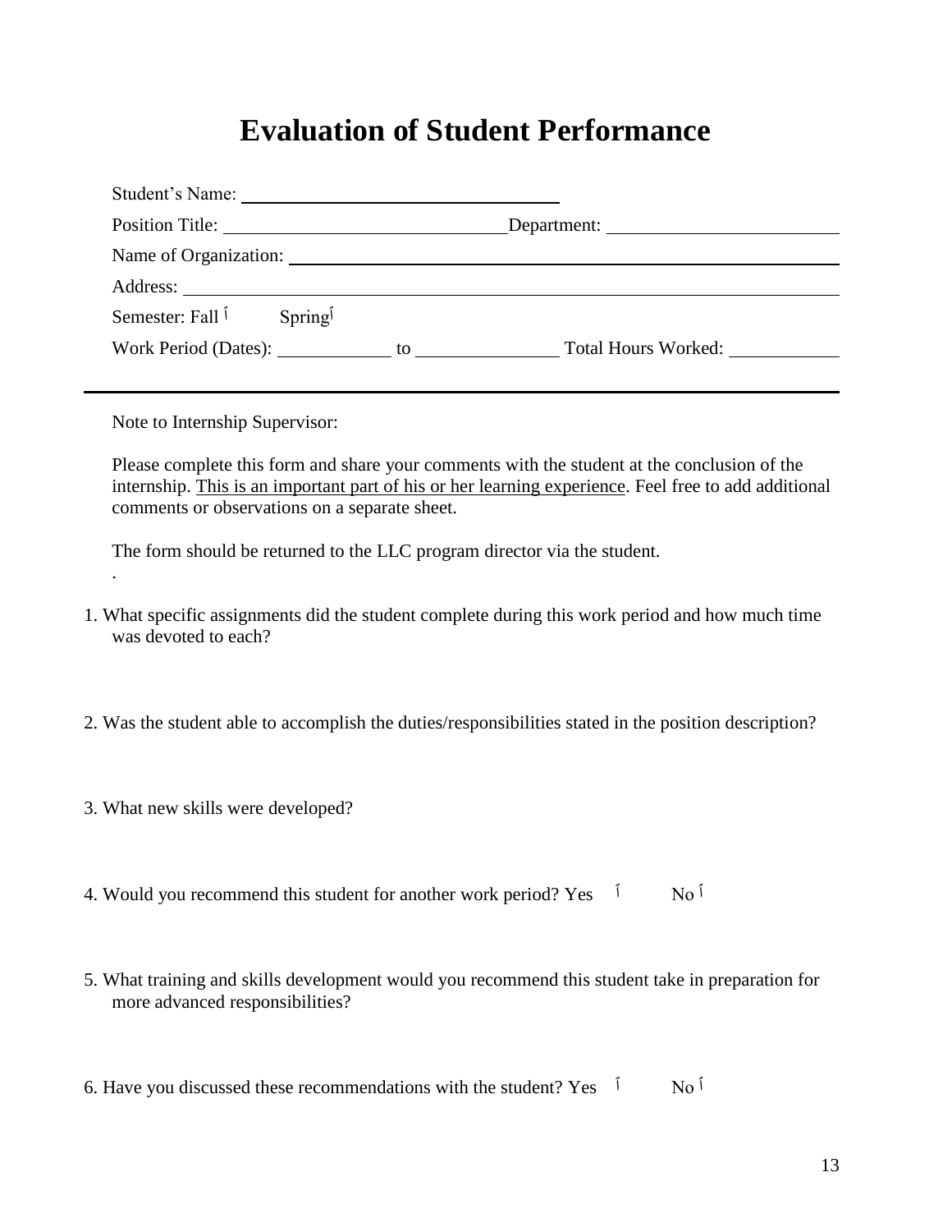# Evaluation of Student Performance

Student's Name: ______________________________

Position Title: ______________________________ Department: ______________________

Name of Organization: ____________________________________________________

Address: ________________________________________________________________

Semester: Fall ☐ Spring ☐

Work Period (Dates): ____________ to ______________ Total Hours Worked: __________

---

Note to Internship Supervisor:

Please complete this form and share your comments with the student at the conclusion of the internship. This is an important part of his or her learning experience. Feel free to add additional comments or observations on a separate sheet.

The form should be returned to the LLC program director via the student.

.

1. What specific assignments did the student complete during this work period and how much time was devoted to each?

2. Was the student able to accomplish the duties/responsibilities stated in the position description?

3. What new skills were developed?

4. Would you recommend this student for another work period? Yes ☐ No ☐

5. What training and skills development would you recommend this student take in preparation for more advanced responsibilities?

6. Have you discussed these recommendations with the student? Yes ☐ No ☐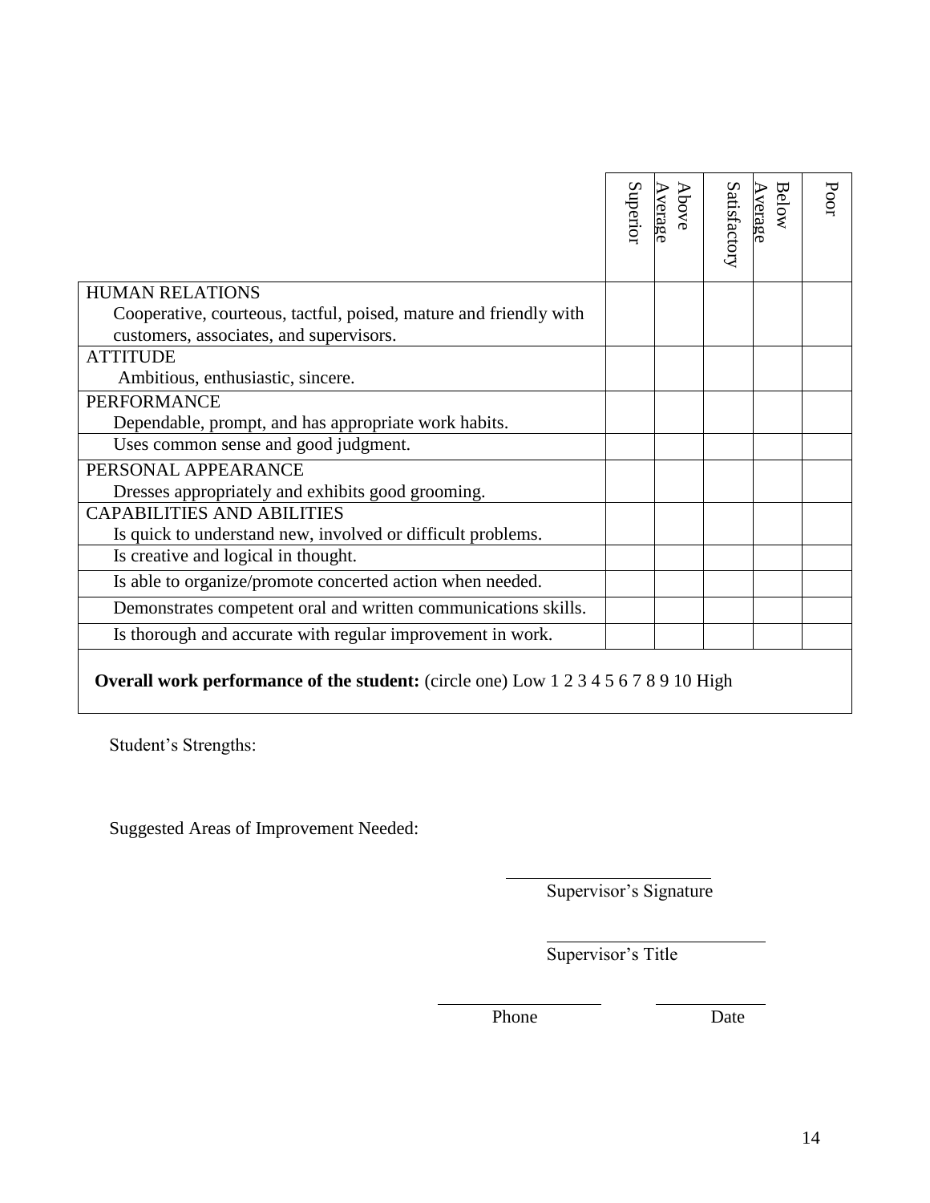| | Superior | Above Average | Satisfactory | Below Average | Poor |
|---|---|---|---|---|---|
| HUMAN RELATIONS<br>Cooperative, courteous, tactful, poised, mature and friendly with customers, associates, and supervisors. | | | | | |
| ATTITUDE<br>Ambitious, enthusiastic, sincere. | | | | | |
| PERFORMANCE<br>Dependable, prompt, and has appropriate work habits. | | | | | |
| Uses common sense and good judgment. | | | | | |
| PERSONAL APPEARANCE<br>Dresses appropriately and exhibits good grooming. | | | | | |
| CAPABILITIES AND ABILITIES<br>Is quick to understand new, involved or difficult problems. | | | | | |
| Is creative and logical in thought. | | | | | |
| Is able to organize/promote concerted action when needed. | | | | | |
| Demonstrates competent oral and written communications skills. | | | | | |
| Is thorough and accurate with regular improvement in work. | | | | | |

**Overall work performance of the student:** (circle one) Low 1 2 3 4 5 6 7 8 9 10 High

Student's Strengths:

Suggested Areas of Improvement Needed:

\_\_\_\_\_\_\_\_\_\_\_\_\_\_\_\_\_\_\_\_\_\_\_\_
Supervisor's Signature

\_\_\_\_\_\_\_\_\_\_\_\_\_\_\_\_\_\_\_\_\_\_\_\_
Supervisor's Title

\_\_\_\_\_\_\_\_\_\_\_\_\_\_\_\_\_\_\_\_ \_\_\_\_\_\_\_\_\_\_\_\_\_\_
Phone Date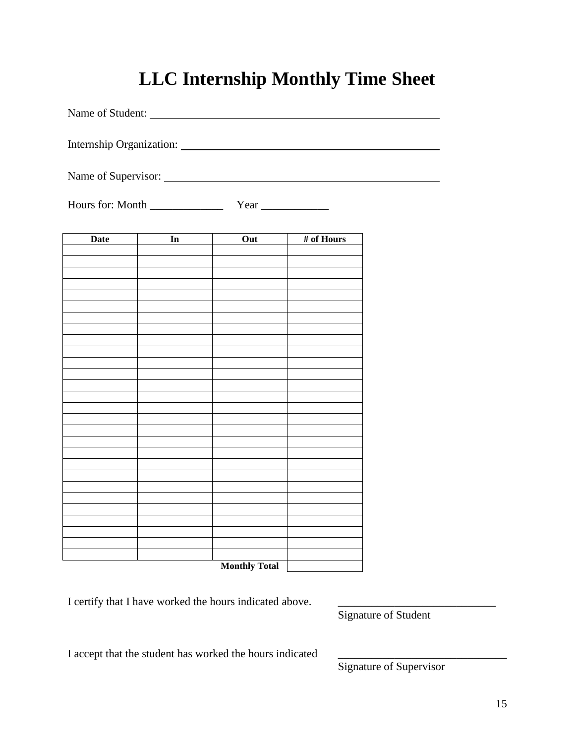# LLC Internship Monthly Time Sheet

Name of Student: ____________________________________________

Internship Organization: ______________________________________

Name of Supervisor: __________________________________________

Hours for: Month _____________ Year ____________

| Date | In | Out | # of Hours |
|---|---|---|---|
| | | | |
| | | | |
| | | | |
| | | | |
| | | | |
| | | | |
| | | | |
| | | | |
| | | | |
| | | | |
| | | | |
| | | | |
| | | | |
| | | | |
| | | | |
| | | | |
| | | | |
| | | | |
| | | | |
| | | | |
| | | | |
| | | | |
| | | | |
| | | | |
| | | | |
| | | | |
| | | | |
| | | | |
| | | | |
| | | **Monthly Total** | |

I certify that I have worked the hours indicated above. ____________________________
Signature of Student

I accept that the student has worked the hours indicated ____________________________
Signature of Supervisor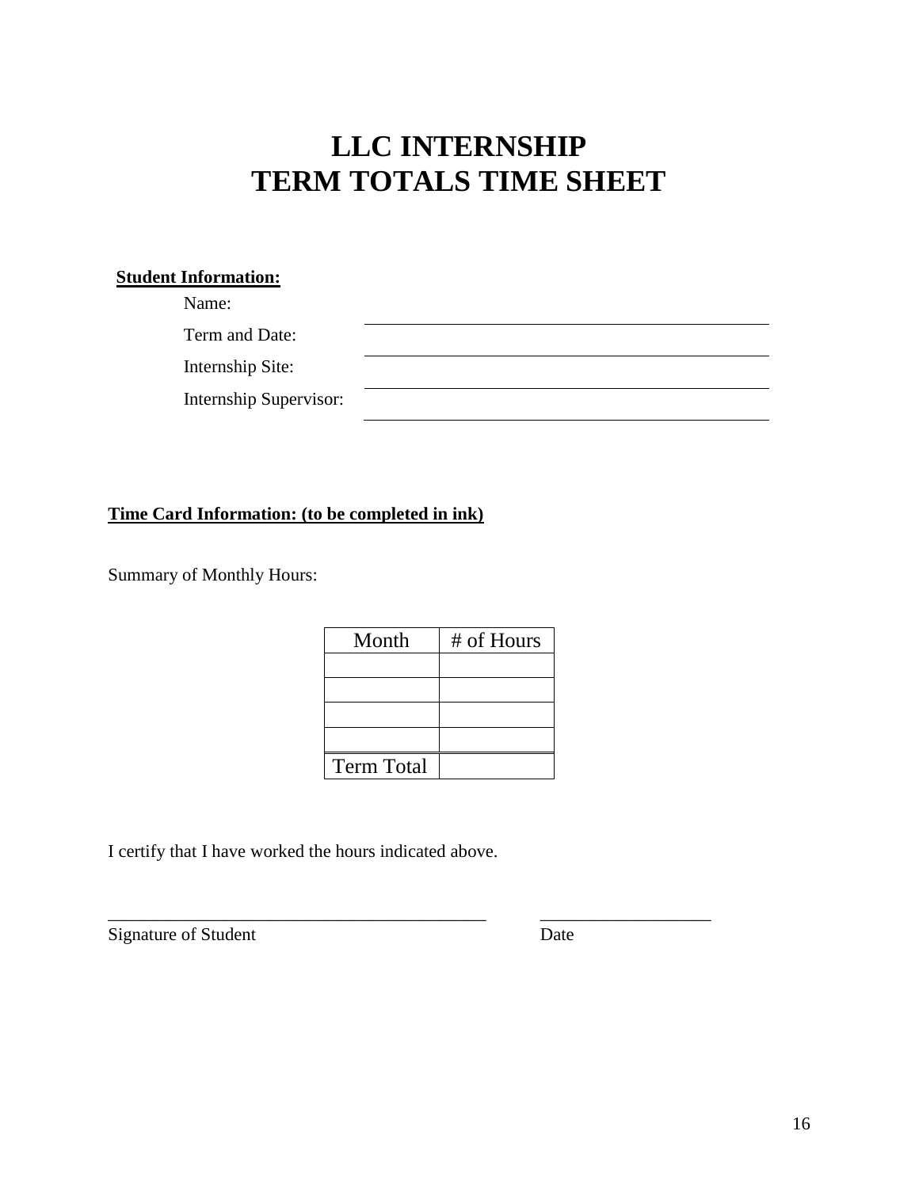# LLC INTERNSHIP
# TERM TOTALS TIME SHEET

**Student Information:**

Name: ______________________________

Term and Date: ______________________________

Internship Site: ______________________________

Internship Supervisor: ______________________________

**Time Card Information: (to be completed in ink)**

Summary of Monthly Hours:

| Month | # of Hours |
|---|---|
| | |
| | |
| | |
| | |
| Term Total | |

I certify that I have worked the hours indicated above.

______________________________ ______________________

Signature of Student Date